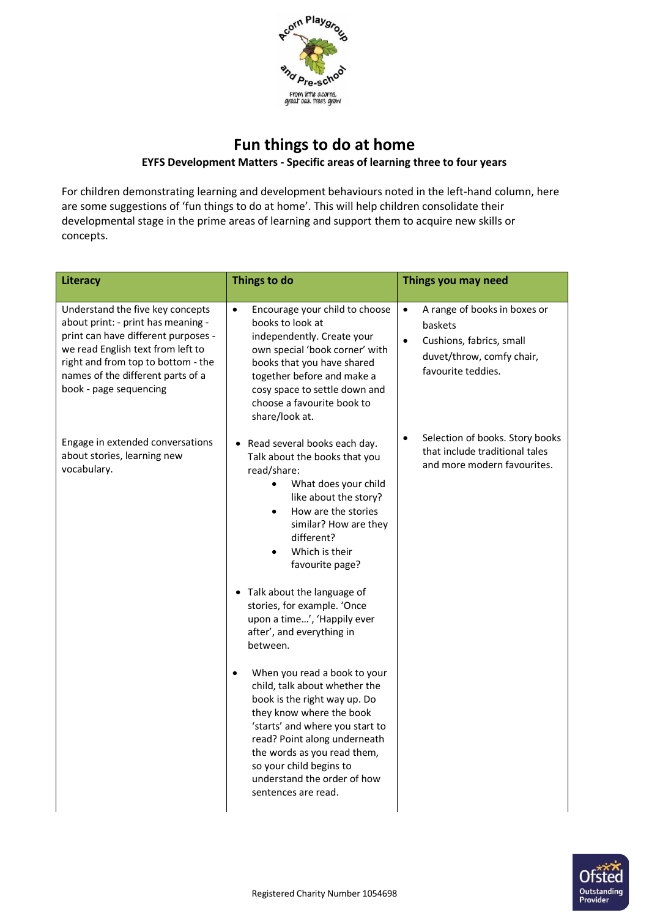# Fun things to do at home

### EYFS Development Matters - Specific areas of learning three to four years

For children demonstrating learning and development behaviours noted in the left-hand column, here are some suggestions of 'fun things to do at home'. This will help children consolidate their developmental stage in the prime areas of learning and support them to acquire new skills or concepts.

| Literacy | Things to do | Things you may need |
|---|---|---|
| Understand the five key concepts about print: - print has meaning - print can have different purposes - we read English text from left to right and from top to bottom - the names of the different parts of a book - page sequencing | • Encourage your child to choose books to look at independently. Create your own special 'book corner' with books that you have shared together before and make a cosy space to settle down and choose a favourite book to share/look at. | • A range of books in boxes or baskets<br>• Cushions, fabrics, small duvet/throw, comfy chair, favourite teddies. |
| Engage in extended conversations about stories, learning new vocabulary. | • Read several books each day. Talk about the books that you read/share:<br>  ◦ What does your child like about the story?<br>  ◦ How are the stories similar? How are they different?<br>  ◦ Which is their favourite page?<br>• Talk about the language of stories, for example. 'Once upon a time…', 'Happily ever after', and everything in between.<br>• When you read a book to your child, talk about whether the book is the right way up. Do they know where the book 'starts' and where you start to read? Point along underneath the words as you read them, so your child begins to understand the order of how sentences are read. | • Selection of books. Story books that include traditional tales and more modern favourites. |

Registered Charity Number 1054698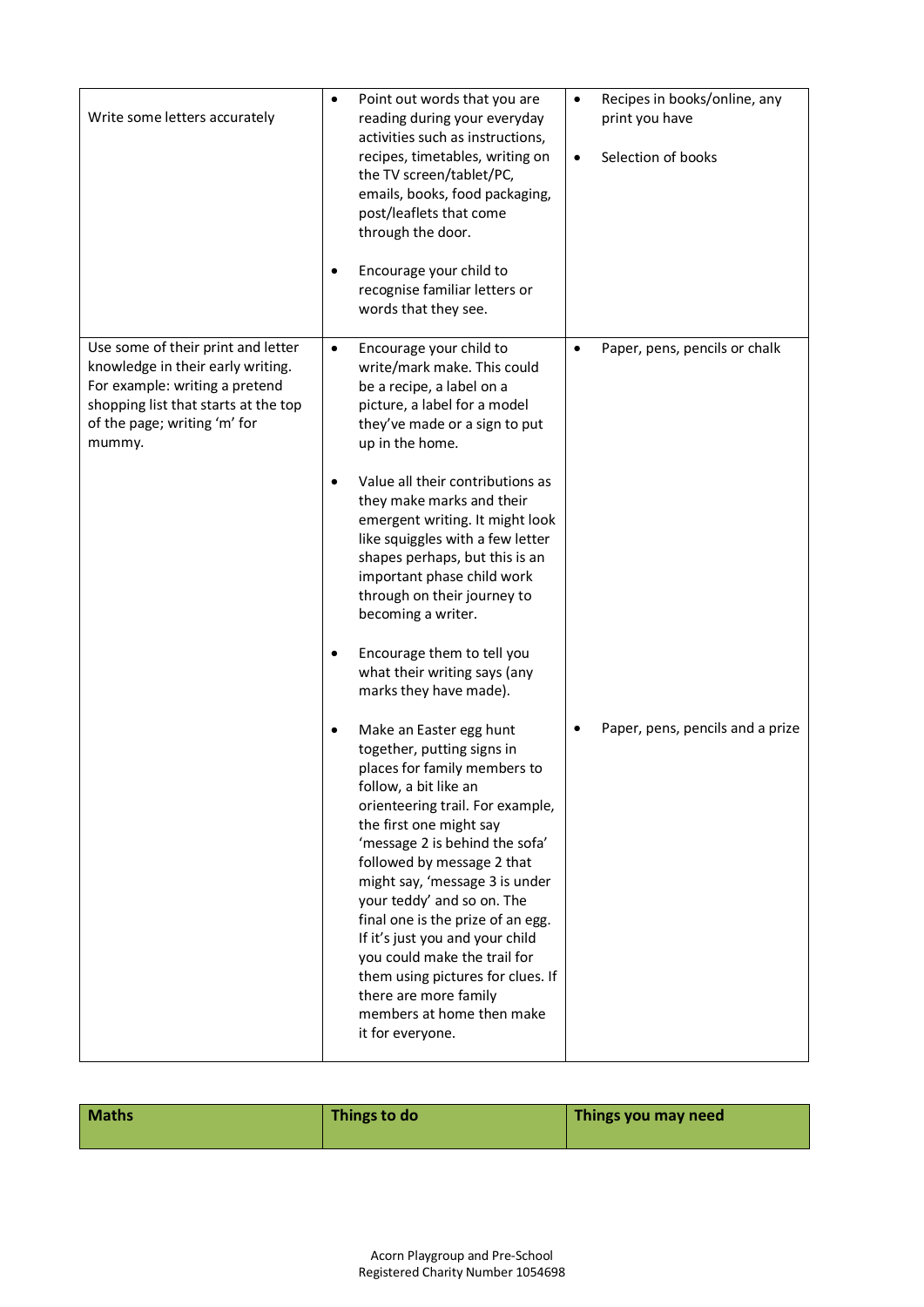| | | |
|---|---|---|
| Write some letters accurately | • Point out words that you are reading during your everyday activities such as instructions, recipes, timetables, writing on the TV screen/tablet/PC, emails, books, food packaging, post/leaflets that come through the door.<br><br>• Encourage your child to recognise familiar letters or words that they see. | • Recipes in books/online, any print you have<br><br>• Selection of books |
| Use some of their print and letter knowledge in their early writing. For example: writing a pretend shopping list that starts at the top of the page; writing 'm' for mummy. | • Encourage your child to write/mark make. This could be a recipe, a label on a picture, a label for a model they've made or a sign to put up in the home.<br><br>• Value all their contributions as they make marks and their emergent writing. It might look like squiggles with a few letter shapes perhaps, but this is an important phase child work through on their journey to becoming a writer.<br><br>• Encourage them to tell you what their writing says (any marks they have made).<br><br>• Make an Easter egg hunt together, putting signs in places for family members to follow, a bit like an orienteering trail. For example, the first one might say 'message 2 is behind the sofa' followed by message 2 that might say, 'message 3 is under your teddy' and so on. The final one is the prize of an egg. If it's just you and your child you could make the trail for them using pictures for clues. If there are more family members at home then make it for everyone. | • Paper, pens, pencils or chalk<br><br>• Paper, pens, pencils and a prize |

| **Maths** | **Things to do** | **Things you may need** |
|---|---|---|

Acorn Playgroup and Pre-School
Registered Charity Number 1054698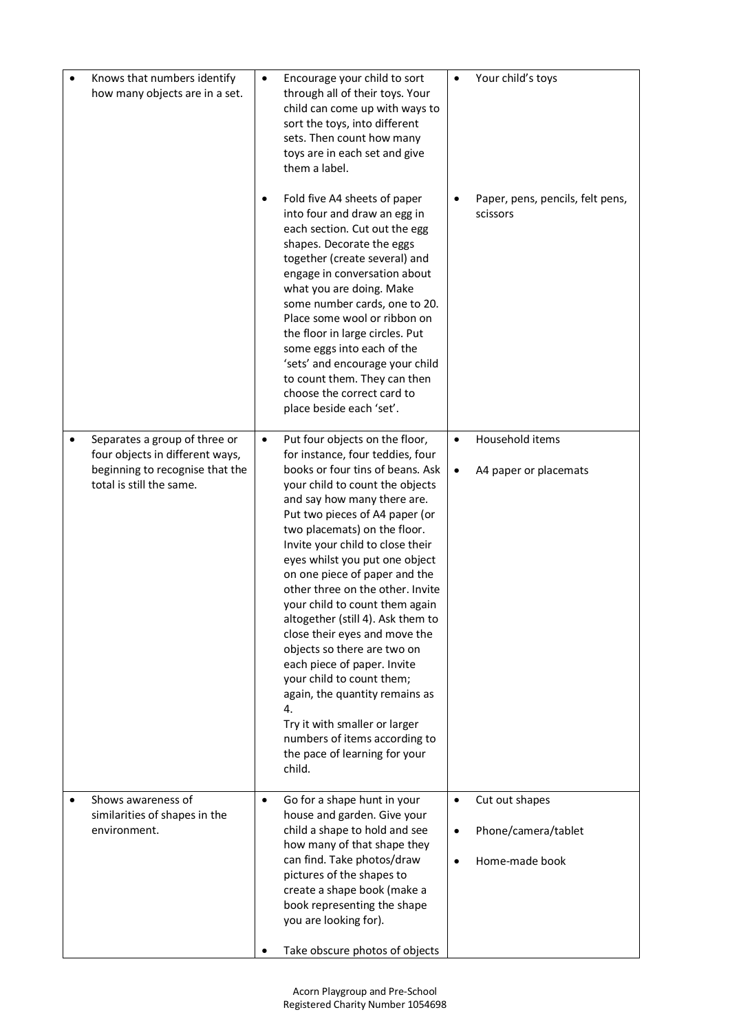| | | |
|---|---|---|
| • Knows that numbers identify how many objects are in a set. | • Encourage your child to sort through all of their toys. Your child can come up with ways to sort the toys, into different sets. Then count how many toys are in each set and give them a label.<br><br>• Fold five A4 sheets of paper into four and draw an egg in each section. Cut out the egg shapes. Decorate the eggs together (create several) and engage in conversation about what you are doing. Make some number cards, one to 20. Place some wool or ribbon on the floor in large circles. Put some eggs into each of the 'sets' and encourage your child to count them. They can then choose the correct card to place beside each 'set'. | • Your child's toys<br><br>• Paper, pens, pencils, felt pens, scissors |
| • Separates a group of three or four objects in different ways, beginning to recognise that the total is still the same. | • Put four objects on the floor, for instance, four teddies, four books or four tins of beans. Ask your child to count the objects and say how many there are. Put two pieces of A4 paper (or two placemats) on the floor. Invite your child to close their eyes whilst you put one object on one piece of paper and the other three on the other. Invite your child to count them again altogether (still 4). Ask them to close their eyes and move the objects so there are two on each piece of paper. Invite your child to count them; again, the quantity remains as 4.<br>Try it with smaller or larger numbers of items according to the pace of learning for your child. | • Household items<br><br>• A4 paper or placemats |
| • Shows awareness of similarities of shapes in the environment. | • Go for a shape hunt in your house and garden. Give your child a shape to hold and see how many of that shape they can find. Take photos/draw pictures of the shapes to create a shape book (make a book representing the shape you are looking for).<br><br>• Take obscure photos of objects | • Cut out shapes<br><br>• Phone/camera/tablet<br><br>• Home-made book |

Acorn Playgroup and Pre-School
Registered Charity Number 1054698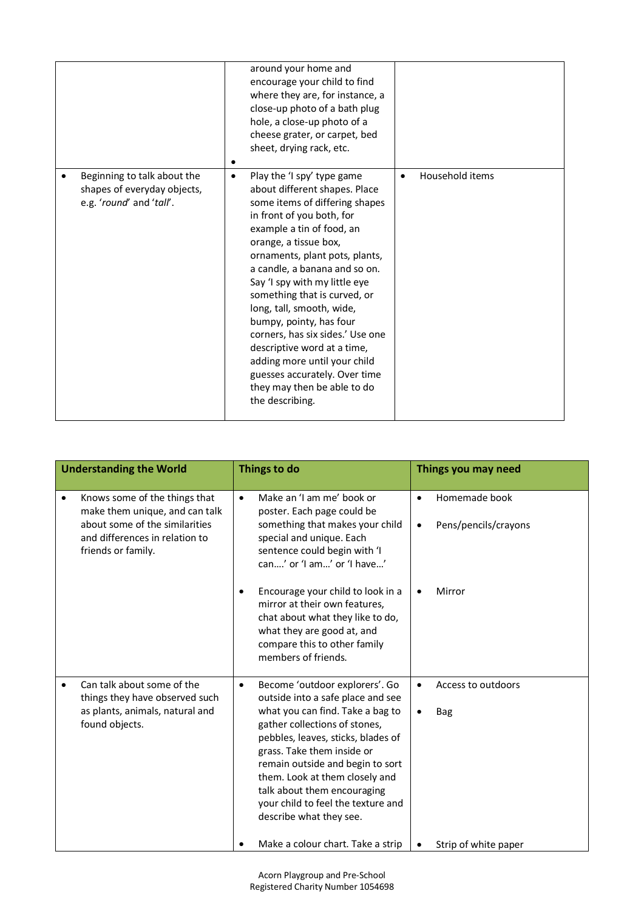|  |  |  |
| --- | --- | --- |
|  | around your home and encourage your child to find where they are, for instance, a close-up photo of a bath plug hole, a close-up photo of a cheese grater, or carpet, bed sheet, drying rack, etc. |  |
| • Beginning to talk about the shapes of everyday objects, e.g. '*round*' and '*tall*'. | • Play the 'I spy' type game about different shapes. Place some items of differing shapes in front of you both, for example a tin of food, an orange, a tissue box, ornaments, plant pots, plants, a candle, a banana and so on. Say 'I spy with my little eye something that is curved, or long, tall, smooth, wide, bumpy, pointy, has four corners, has six sides.' Use one descriptive word at a time, adding more until your child guesses accurately. Over time they may then be able to do the describing. | • Household items |

| **Understanding the World** | **Things to do** | **Things you may need** |
| --- | --- | --- |
| • Knows some of the things that make them unique, and can talk about some of the similarities and differences in relation to friends or family. | • Make an 'I am me' book or poster. Each page could be something that makes your child special and unique. Each sentence could begin with 'I can….' or 'I am…' or 'I have…'<br><br>• Encourage your child to look in a mirror at their own features, chat about what they like to do, what they are good at, and compare this to other family members of friends. | • Homemade book<br>• Pens/pencils/crayons<br><br>• Mirror |
| • Can talk about some of the things they have observed such as plants, animals, natural and found objects. | • Become 'outdoor explorers'. Go outside into a safe place and see what you can find. Take a bag to gather collections of stones, pebbles, leaves, sticks, blades of grass. Take them inside or remain outside and begin to sort them. Look at them closely and talk about them encouraging your child to feel the texture and describe what they see.<br><br>• Make a colour chart. Take a strip | • Access to outdoors<br>• Bag<br><br>• Strip of white paper |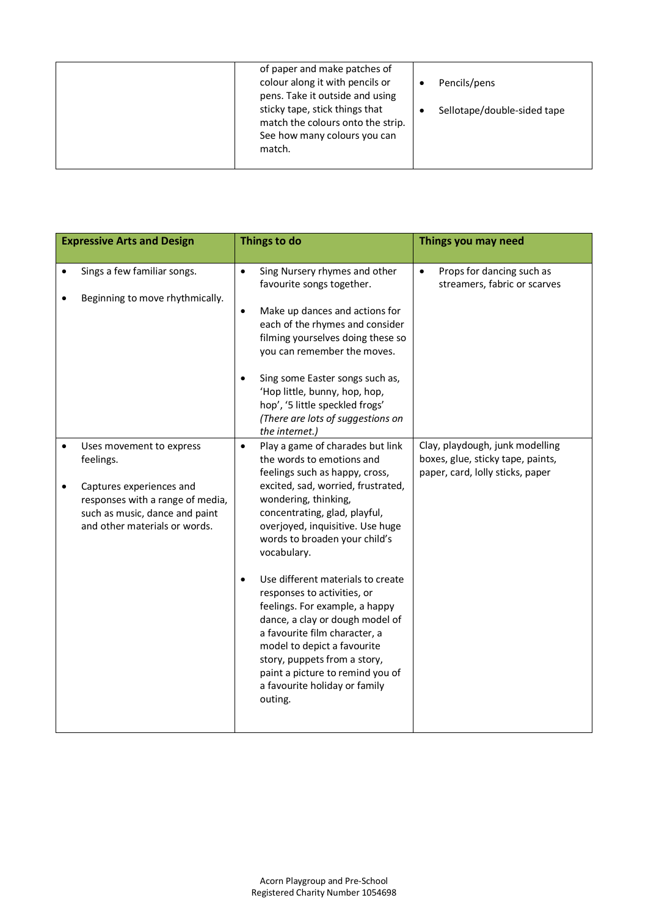| | | |
|---|---|---|
| | of paper and make patches of colour along it with pencils or pens. Take it outside and using sticky tape, stick things that match the colours onto the strip. See how many colours you can match. | • Pencils/pens<br><br>• Sellotape/double-sided tape |

| **Expressive Arts and Design** | **Things to do** | **Things you may need** |
|---|---|---|
| • Sings a few familiar songs.<br><br>• Beginning to move rhythmically. | • Sing Nursery rhymes and other favourite songs together.<br><br>• Make up dances and actions for each of the rhymes and consider filming yourselves doing these so you can remember the moves.<br><br>• Sing some Easter songs such as, 'Hop little, bunny, hop, hop, hop', '5 little speckled frogs' *(There are lots of suggestions on the internet.)* | • Props for dancing such as streamers, fabric or scarves |
| • Uses movement to express feelings.<br><br>• Captures experiences and responses with a range of media, such as music, dance and paint and other materials or words. | • Play a game of charades but link the words to emotions and feelings such as happy, cross, excited, sad, worried, frustrated, wondering, thinking, concentrating, glad, playful, overjoyed, inquisitive. Use huge words to broaden your child's vocabulary.<br><br>• Use different materials to create responses to activities, or feelings. For example, a happy dance, a clay or dough model of a favourite film character, a model to depict a favourite story, puppets from a story, paint a picture to remind you of a favourite holiday or family outing. | Clay, playdough, junk modelling boxes, glue, sticky tape, paints, paper, card, lolly sticks, paper |

Acorn Playgroup and Pre-School
Registered Charity Number 1054698